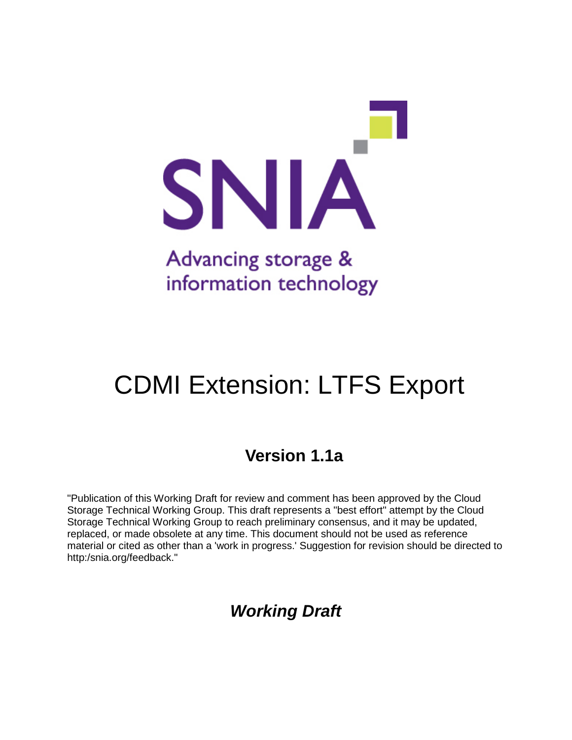SNIA

Advancing storage & information technology

# CDMI Extension: LTFS Export

## Version 1.1a

"Publication of this Working Draft for review and comment has been approved by the Cloud Storage Technical Working Group. This draft represents a "best effort" attempt by the Cloud Storage Technical Working Group to reach preliminary consensus, and it may be updated, replaced, or made obsolete at any time. This document should not be used as reference material or cited as other than a 'work in progress.' Suggestion for revision should be directed to http:/snia.org/feedback."

***Working Draft***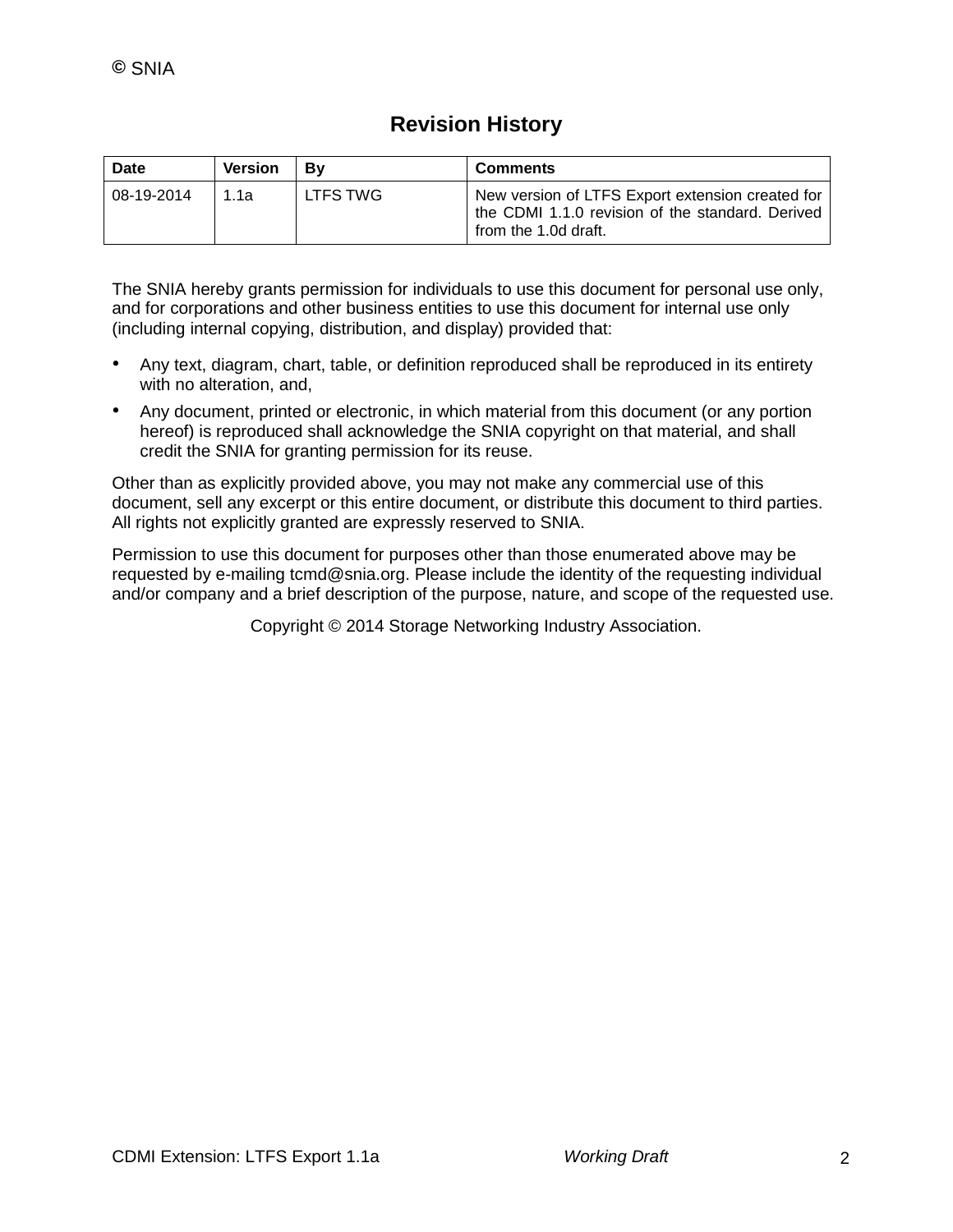## Revision History

| Date | Version | By | Comments |
|---|---|---|---|
| 08-19-2014 | 1.1a | LTFS TWG | New version of LTFS Export extension created for the CDMI 1.1.0 revision of the standard. Derived from the 1.0d draft. |

The SNIA hereby grants permission for individuals to use this document for personal use only, and for corporations and other business entities to use this document for internal use only (including internal copying, distribution, and display) provided that:

- Any text, diagram, chart, table, or definition reproduced shall be reproduced in its entirety with no alteration, and,
- Any document, printed or electronic, in which material from this document (or any portion hereof) is reproduced shall acknowledge the SNIA copyright on that material, and shall credit the SNIA for granting permission for its reuse.

Other than as explicitly provided above, you may not make any commercial use of this document, sell any excerpt or this entire document, or distribute this document to third parties. All rights not explicitly granted are expressly reserved to SNIA.

Permission to use this document for purposes other than those enumerated above may be requested by e-mailing tcmd@snia.org. Please include the identity of the requesting individual and/or company and a brief description of the purpose, nature, and scope of the requested use.

Copyright © 2014 Storage Networking Industry Association.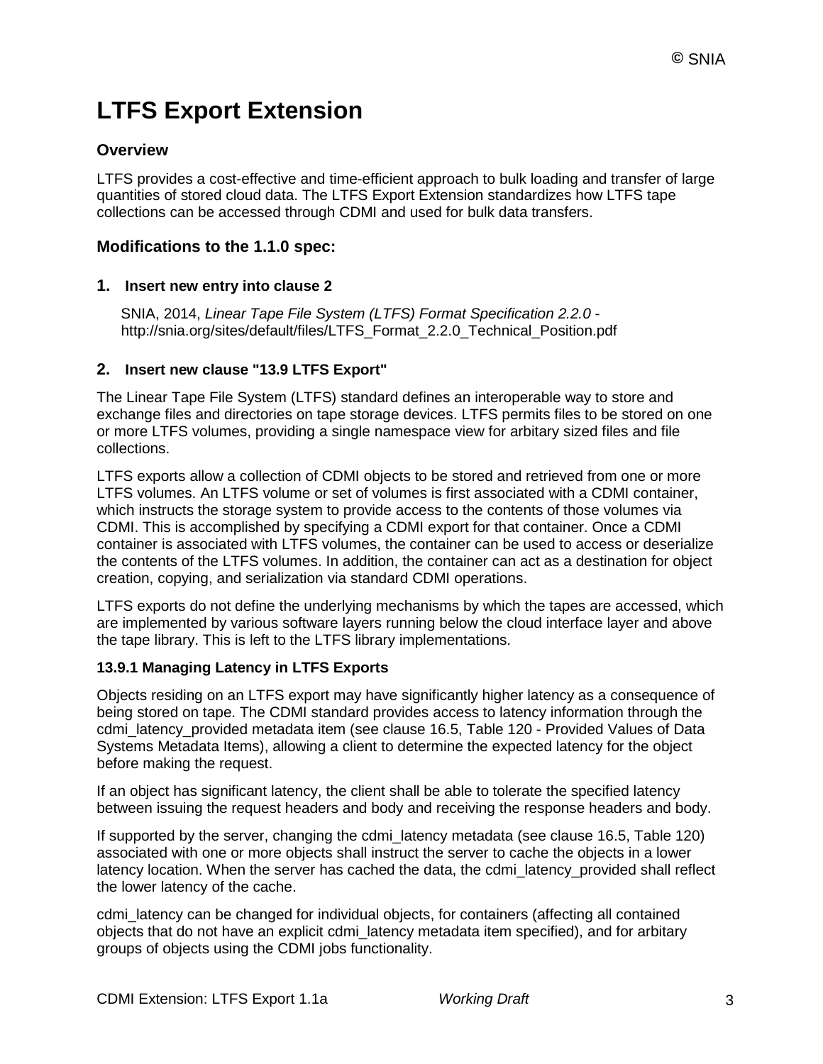# LTFS Export Extension

## Overview

LTFS provides a cost-effective and time-efficient approach to bulk loading and transfer of large quantities of stored cloud data. The LTFS Export Extension standardizes how LTFS tape collections can be accessed through CDMI and used for bulk data transfers.

## Modifications to the 1.1.0 spec:

### 1. Insert new entry into clause 2

SNIA, 2014, *Linear Tape File System (LTFS) Format Specification 2.2.0* - http://snia.org/sites/default/files/LTFS_Format_2.2.0_Technical_Position.pdf

### 2. Insert new clause "13.9 LTFS Export"

The Linear Tape File System (LTFS) standard defines an interoperable way to store and exchange files and directories on tape storage devices. LTFS permits files to be stored on one or more LTFS volumes, providing a single namespace view for arbitary sized files and file collections.

LTFS exports allow a collection of CDMI objects to be stored and retrieved from one or more LTFS volumes. An LTFS volume or set of volumes is first associated with a CDMI container, which instructs the storage system to provide access to the contents of those volumes via CDMI. This is accomplished by specifying a CDMI export for that container. Once a CDMI container is associated with LTFS volumes, the container can be used to access or deserialize the contents of the LTFS volumes. In addition, the container can act as a destination for object creation, copying, and serialization via standard CDMI operations.

LTFS exports do not define the underlying mechanisms by which the tapes are accessed, which are implemented by various software layers running below the cloud interface layer and above the tape library. This is left to the LTFS library implementations.

#### 13.9.1 Managing Latency in LTFS Exports

Objects residing on an LTFS export may have significantly higher latency as a consequence of being stored on tape. The CDMI standard provides access to latency information through the cdmi_latency_provided metadata item (see clause 16.5, Table 120 - Provided Values of Data Systems Metadata Items), allowing a client to determine the expected latency for the object before making the request.

If an object has significant latency, the client shall be able to tolerate the specified latency between issuing the request headers and body and receiving the response headers and body.

If supported by the server, changing the cdmi_latency metadata (see clause 16.5, Table 120) associated with one or more objects shall instruct the server to cache the objects in a lower latency location. When the server has cached the data, the cdmi_latency_provided shall reflect the lower latency of the cache.

cdmi_latency can be changed for individual objects, for containers (affecting all contained objects that do not have an explicit cdmi_latency metadata item specified), and for arbitary groups of objects using the CDMI jobs functionality.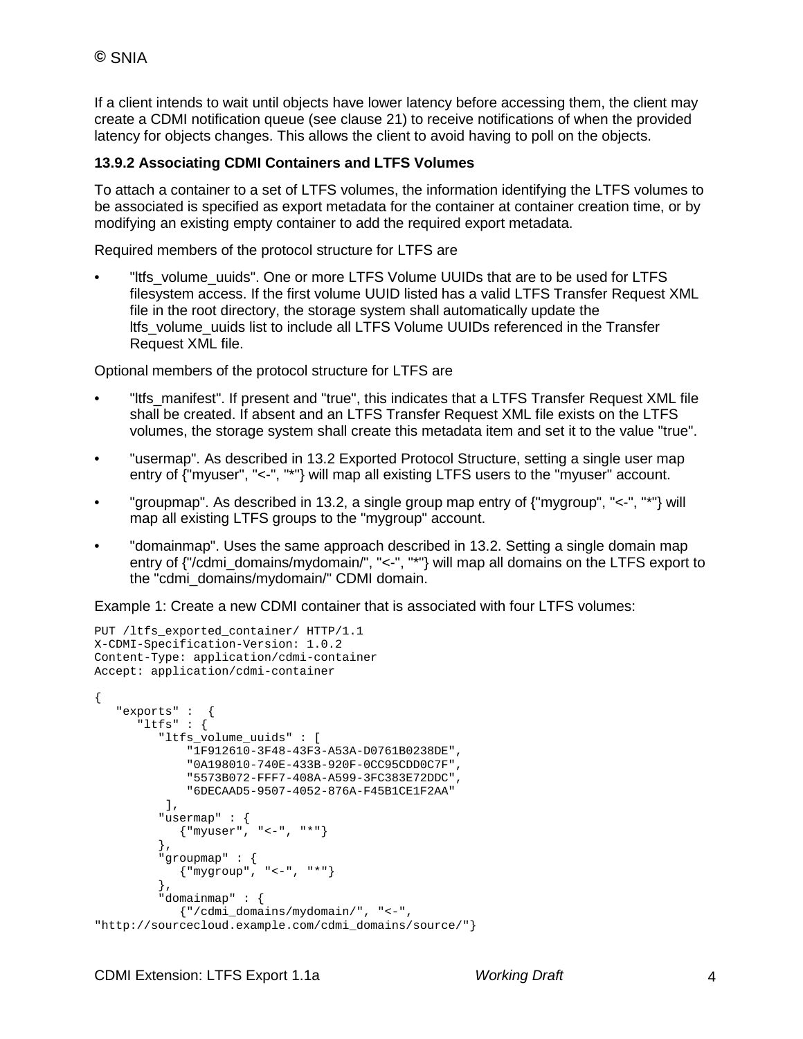If a client intends to wait until objects have lower latency before accessing them, the client may create a CDMI notification queue (see clause 21) to receive notifications of when the provided latency for objects changes. This allows the client to avoid having to poll on the objects.

### 13.9.2 Associating CDMI Containers and LTFS Volumes

To attach a container to a set of LTFS volumes, the information identifying the LTFS volumes to be associated is specified as export metadata for the container at container creation time, or by modifying an existing empty container to add the required export metadata.

Required members of the protocol structure for LTFS are

- "ltfs_volume_uuids". One or more LTFS Volume UUIDs that are to be used for LTFS filesystem access. If the first volume UUID listed has a valid LTFS Transfer Request XML file in the root directory, the storage system shall automatically update the ltfs_volume_uuids list to include all LTFS Volume UUIDs referenced in the Transfer Request XML file.

Optional members of the protocol structure for LTFS are

- "ltfs_manifest". If present and "true", this indicates that a LTFS Transfer Request XML file shall be created. If absent and an LTFS Transfer Request XML file exists on the LTFS volumes, the storage system shall create this metadata item and set it to the value "true".
- "usermap". As described in 13.2 Exported Protocol Structure, setting a single user map entry of {"myuser", "<-", "*"} will map all existing LTFS users to the "myuser" account.
- "groupmap". As described in 13.2, a single group map entry of {"mygroup", "<-", "*"} will map all existing LTFS groups to the "mygroup" account.
- "domainmap". Uses the same approach described in 13.2. Setting a single domain map entry of {"/cdmi_domains/mydomain/", "<-", "*"} will map all domains on the LTFS export to the "cdmi_domains/mydomain/" CDMI domain.

Example 1: Create a new CDMI container that is associated with four LTFS volumes:

```
PUT /ltfs_exported_container/ HTTP/1.1
X-CDMI-Specification-Version: 1.0.2
Content-Type: application/cdmi-container
Accept: application/cdmi-container

{
   "exports" :  {
      "ltfs" : {
         "ltfs_volume_uuids" : [
             "1F912610-3F48-43F3-A53A-D0761B0238DE",
             "0A198010-740E-433B-920F-0CC95CDD0C7F",
             "5573B072-FFF7-408A-A599-3FC383E72DDC",
             "6DECAAD5-9507-4052-876A-F45B1CE1F2AA"
          ],
         "usermap" : {
            {"myuser", "<-", "*"}
         },
         "groupmap" : {
            {"mygroup", "<-", "*"}
         },
         "domainmap" : {
            {"/cdmi_domains/mydomain/", "<-",
"http://sourcecloud.example.com/cdmi_domains/source/"}
```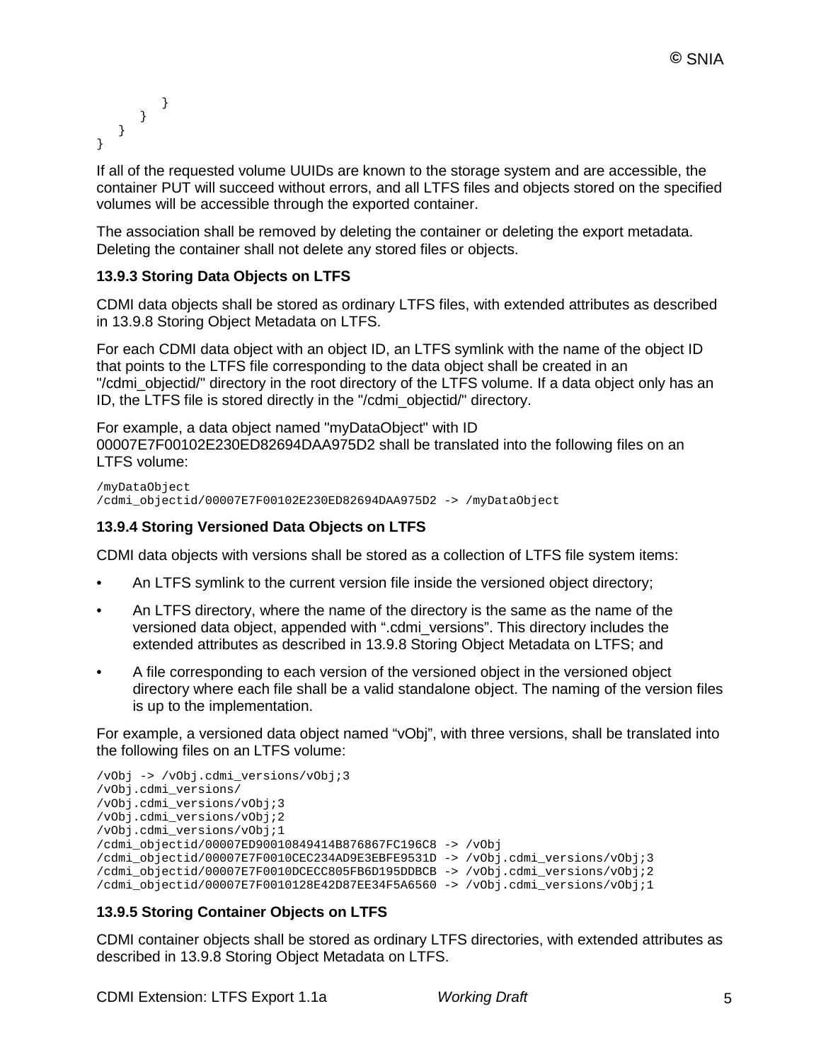```
            }
        }
    }
}
```

If all of the requested volume UUIDs are known to the storage system and are accessible, the container PUT will succeed without errors, and all LTFS files and objects stored on the specified volumes will be accessible through the exported container.

The association shall be removed by deleting the container or deleting the export metadata. Deleting the container shall not delete any stored files or objects.

### 13.9.3 Storing Data Objects on LTFS

CDMI data objects shall be stored as ordinary LTFS files, with extended attributes as described in 13.9.8 Storing Object Metadata on LTFS.

For each CDMI data object with an object ID, an LTFS symlink with the name of the object ID that points to the LTFS file corresponding to the data object shall be created in an "/cdmi_objectid/" directory in the root directory of the LTFS volume. If a data object only has an ID, the LTFS file is stored directly in the "/cdmi_objectid/" directory.

For example, a data object named "myDataObject" with ID 00007E7F00102E230ED82694DAA975D2 shall be translated into the following files on an LTFS volume:

```
/myDataObject
/cdmi_objectid/00007E7F00102E230ED82694DAA975D2 -> /myDataObject
```

### 13.9.4 Storing Versioned Data Objects on LTFS

CDMI data objects with versions shall be stored as a collection of LTFS file system items:

- An LTFS symlink to the current version file inside the versioned object directory;
- An LTFS directory, where the name of the directory is the same as the name of the versioned data object, appended with ".cdmi_versions". This directory includes the extended attributes as described in 13.9.8 Storing Object Metadata on LTFS; and
- A file corresponding to each version of the versioned object in the versioned object directory where each file shall be a valid standalone object. The naming of the version files is up to the implementation.

For example, a versioned data object named "vObj", with three versions, shall be translated into the following files on an LTFS volume:

```
/vObj -> /vObj.cdmi_versions/vObj;3
/vObj.cdmi_versions/
/vObj.cdmi_versions/vObj;3
/vObj.cdmi_versions/vObj;2
/vObj.cdmi_versions/vObj;1
/cdmi_objectid/00007ED90010849414B876867FC196C8 -> /vObj
/cdmi_objectid/00007E7F0010CEC234AD9E3EBFE9531D -> /vObj.cdmi_versions/vObj;3
/cdmi_objectid/00007E7F0010DCECC805FB6D195DDBCB -> /vObj.cdmi_versions/vObj;2
/cdmi_objectid/00007E7F0010128E42D87EE34F5A6560 -> /vObj.cdmi_versions/vObj;1
```

### 13.9.5 Storing Container Objects on LTFS

CDMI container objects shall be stored as ordinary LTFS directories, with extended attributes as described in 13.9.8 Storing Object Metadata on LTFS.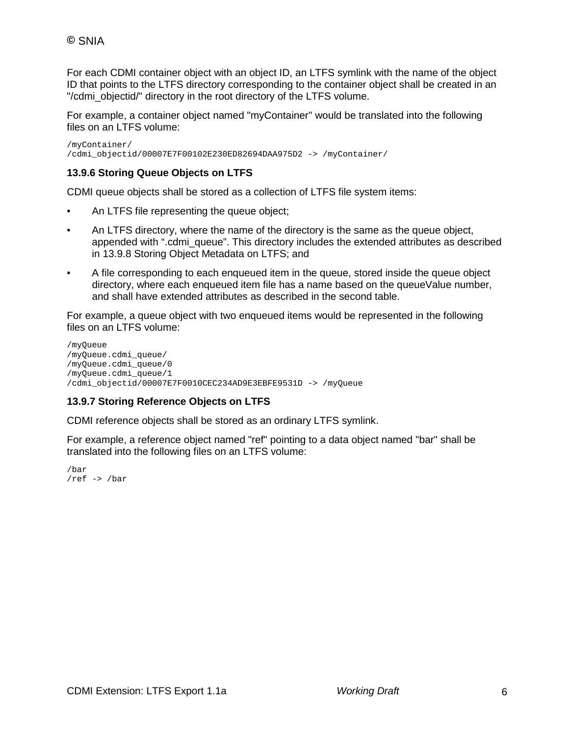For each CDMI container object with an object ID, an LTFS symlink with the name of the object ID that points to the LTFS directory corresponding to the container object shall be created in an "/cdmi_objectid/" directory in the root directory of the LTFS volume.

For example, a container object named "myContainer" would be translated into the following files on an LTFS volume:

```
/myContainer/
/cdmi_objectid/00007E7F00102E230ED82694DAA975D2 -> /myContainer/
```

### 13.9.6 Storing Queue Objects on LTFS

CDMI queue objects shall be stored as a collection of LTFS file system items:

- An LTFS file representing the queue object;
- An LTFS directory, where the name of the directory is the same as the queue object, appended with ".cdmi_queue". This directory includes the extended attributes as described in 13.9.8 Storing Object Metadata on LTFS; and
- A file corresponding to each enqueued item in the queue, stored inside the queue object directory, where each enqueued item file has a name based on the queueValue number, and shall have extended attributes as described in the second table.

For example, a queue object with two enqueued items would be represented in the following files on an LTFS volume:

```
/myQueue
/myQueue.cdmi_queue/
/myQueue.cdmi_queue/0
/myQueue.cdmi_queue/1
/cdmi_objectid/00007E7F0010CEC234AD9E3EBFE9531D -> /myQueue
```

### 13.9.7 Storing Reference Objects on LTFS

CDMI reference objects shall be stored as an ordinary LTFS symlink.

For example, a reference object named "ref" pointing to a data object named "bar" shall be translated into the following files on an LTFS volume:

```
/bar
/ref -> /bar
```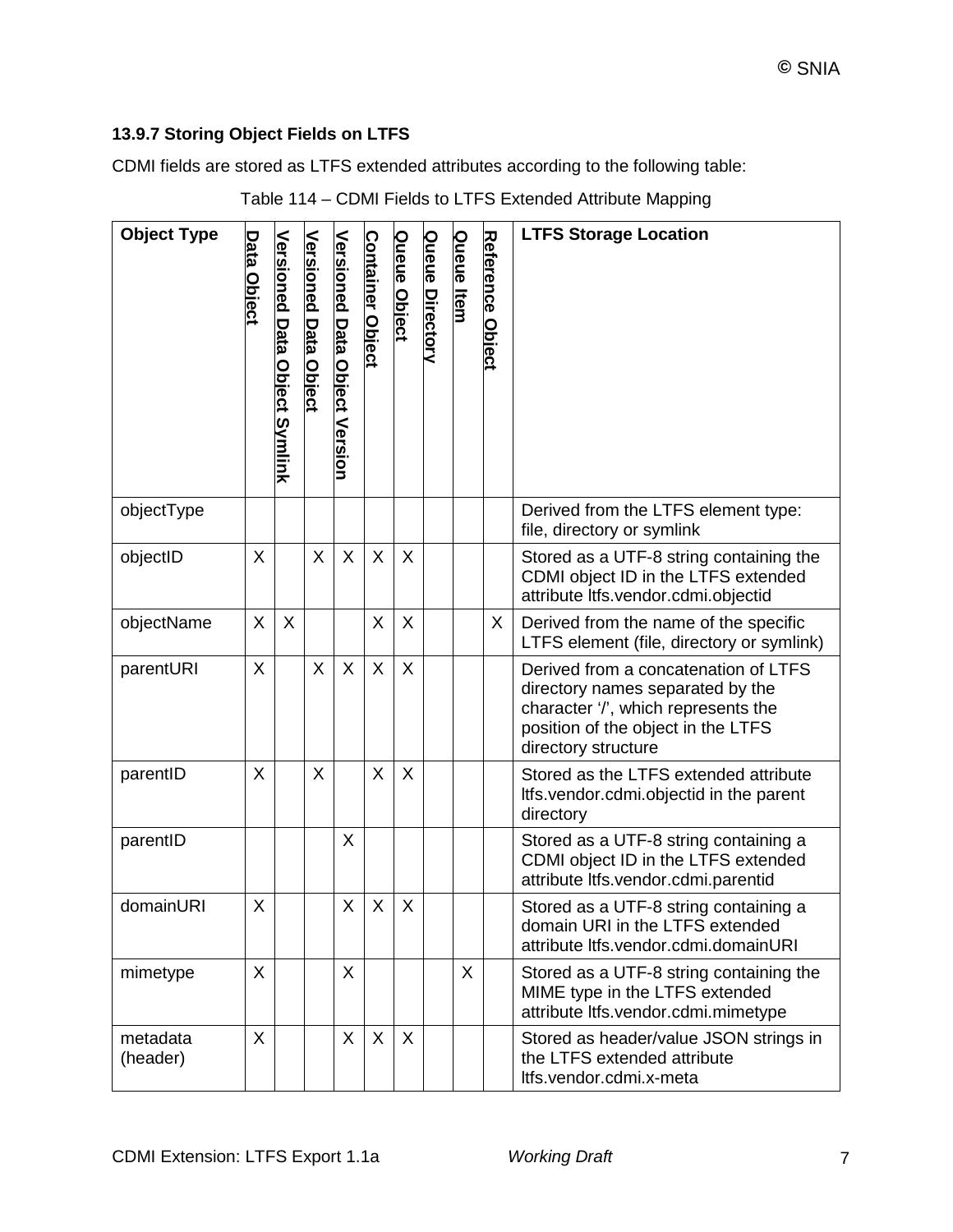### 13.9.7 Storing Object Fields on LTFS

CDMI fields are stored as LTFS extended attributes according to the following table:

Table 114 – CDMI Fields to LTFS Extended Attribute Mapping

| Object Type | Data Object | Versioned Data Object Symlink | Versioned Data Object | Versioned Data Object Version | Container Object | Queue Object | Queue Directory | Queue Item | Reference Object | LTFS Storage Location |
|---|---|---|---|---|---|---|---|---|---|---|
| objectType | | | | | | | | | | Derived from the LTFS element type: file, directory or symlink |
| objectID | X | | X | X | X | X | | | | Stored as a UTF-8 string containing the CDMI object ID in the LTFS extended attribute ltfs.vendor.cdmi.objectid |
| objectName | X | X | | | X | X | | | X | Derived from the name of the specific LTFS element (file, directory or symlink) |
| parentURI | X | | X | X | X | X | | | | Derived from a concatenation of LTFS directory names separated by the character '/', which represents the position of the object in the LTFS directory structure |
| parentID | X | | X | | X | X | | | | Stored as the LTFS extended attribute ltfs.vendor.cdmi.objectid in the parent directory |
| parentID | | | | X | | | | | | Stored as a UTF-8 string containing a CDMI object ID in the LTFS extended attribute ltfs.vendor.cdmi.parentid |
| domainURI | X | | | X | X | X | | | | Stored as a UTF-8 string containing a domain URI in the LTFS extended attribute ltfs.vendor.cdmi.domainURI |
| mimetype | X | | | X | | | | X | | Stored as a UTF-8 string containing the MIME type in the LTFS extended attribute ltfs.vendor.cdmi.mimetype |
| metadata (header) | X | | | X | X | X | | | | Stored as header/value JSON strings in the LTFS extended attribute ltfs.vendor.cdmi.x-meta |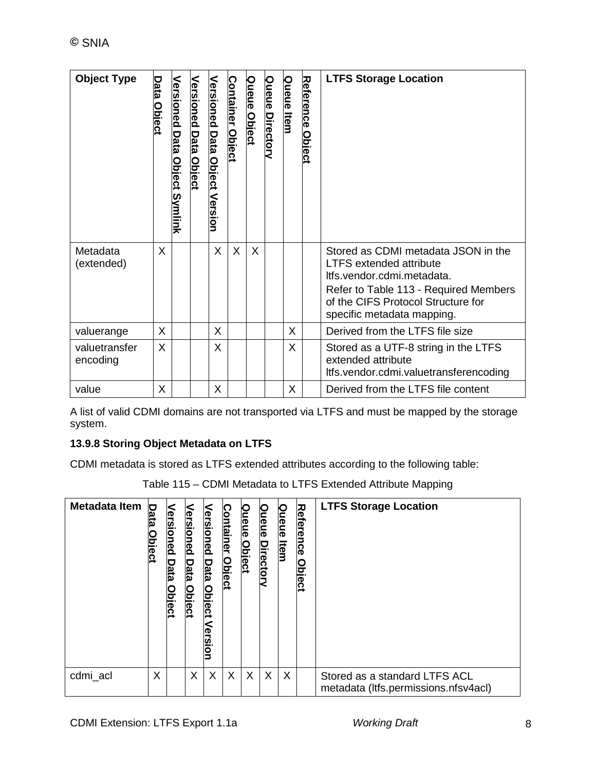| Object Type | Data Object | Versioned Data Object Symlink | Versioned Data Object | Versioned Data Object Version | Container Object | Queue Object | Queue Directory | Queue Item | Reference Object | LTFS Storage Location |
|---|---|---|---|---|---|---|---|---|---|---|
| Metadata (extended) | X | | | X | X | X | | | | Stored as CDMI metadata JSON in the LTFS extended attribute ltfs.vendor.cdmi.metadata.<br>Refer to Table 113 - Required Members of the CIFS Protocol Structure for specific metadata mapping. |
| valuerange | X | | | X | | | | X | | Derived from the LTFS file size |
| valuetransfer encoding | X | | | X | | | | X | | Stored as a UTF-8 string in the LTFS extended attribute ltfs.vendor.cdmi.valuetransferencoding |
| value | X | | | X | | | | X | | Derived from the LTFS file content |

A list of valid CDMI domains are not transported via LTFS and must be mapped by the storage system.

### 13.9.8 Storing Object Metadata on LTFS

CDMI metadata is stored as LTFS extended attributes according to the following table:

Table 115 – CDMI Metadata to LTFS Extended Attribute Mapping

| Metadata Item | Data Object | Versioned Data Object | Versioned Data Object | Versioned Data Object Version | Container Object | Queue Object | Queue Directory | Queue Item | Reference Object | LTFS Storage Location |
|---|---|---|---|---|---|---|---|---|---|---|
| cdmi_acl | X | | X | X | X | X | X | X | | Stored as a standard LTFS ACL metadata (ltfs.permissions.nfsv4acl) |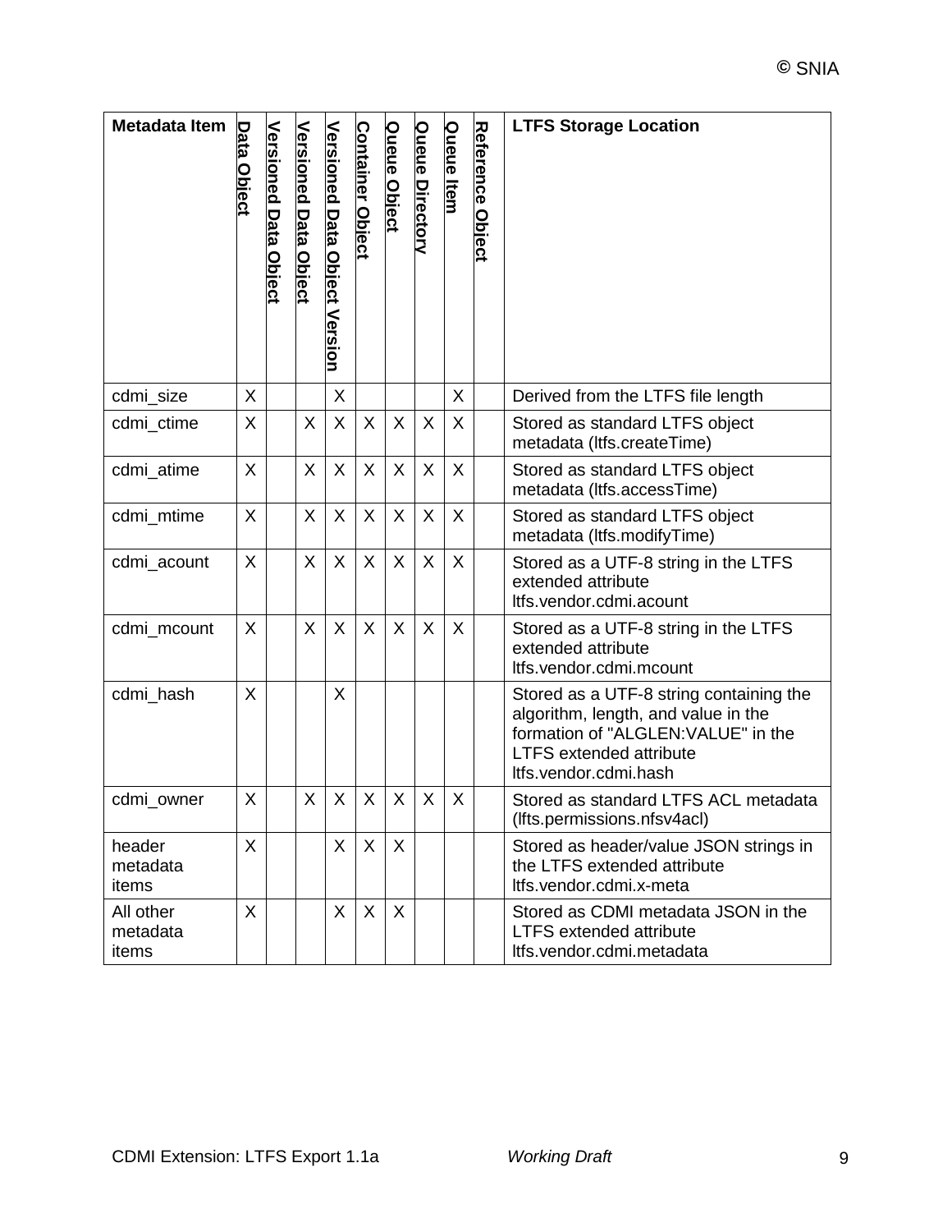| Metadata Item | Data Object | Versioned Data Object | Versioned Data Object | Versioned Data Object Version | Container Object | Queue Object | Queue Directory | Queue Item | Reference Object | LTFS Storage Location |
|---|---|---|---|---|---|---|---|---|---|---|
| cdmi_size | X | | | X | | | | X | | Derived from the LTFS file length |
| cdmi_ctime | X | | X | X | X | X | X | X | | Stored as standard LTFS object metadata (ltfs.createTime) |
| cdmi_atime | X | | X | X | X | X | X | X | | Stored as standard LTFS object metadata (ltfs.accessTime) |
| cdmi_mtime | X | | X | X | X | X | X | X | | Stored as standard LTFS object metadata (ltfs.modifyTime) |
| cdmi_acount | X | | X | X | X | X | X | X | | Stored as a UTF-8 string in the LTFS extended attribute ltfs.vendor.cdmi.acount |
| cdmi_mcount | X | | X | X | X | X | X | X | | Stored as a UTF-8 string in the LTFS extended attribute ltfs.vendor.cdmi.mcount |
| cdmi_hash | X | | | X | | | | | | Stored as a UTF-8 string containing the algorithm, length, and value in the formation of "ALGLEN:VALUE" in the LTFS extended attribute ltfs.vendor.cdmi.hash |
| cdmi_owner | X | | X | X | X | X | X | X | | Stored as standard LTFS ACL metadata (lfts.permissions.nfsv4acl) |
| header metadata items | X | | | X | X | X | | | | Stored as header/value JSON strings in the LTFS extended attribute ltfs.vendor.cdmi.x-meta |
| All other metadata items | X | | | X | X | X | | | | Stored as CDMI metadata JSON in the LTFS extended attribute ltfs.vendor.cdmi.metadata |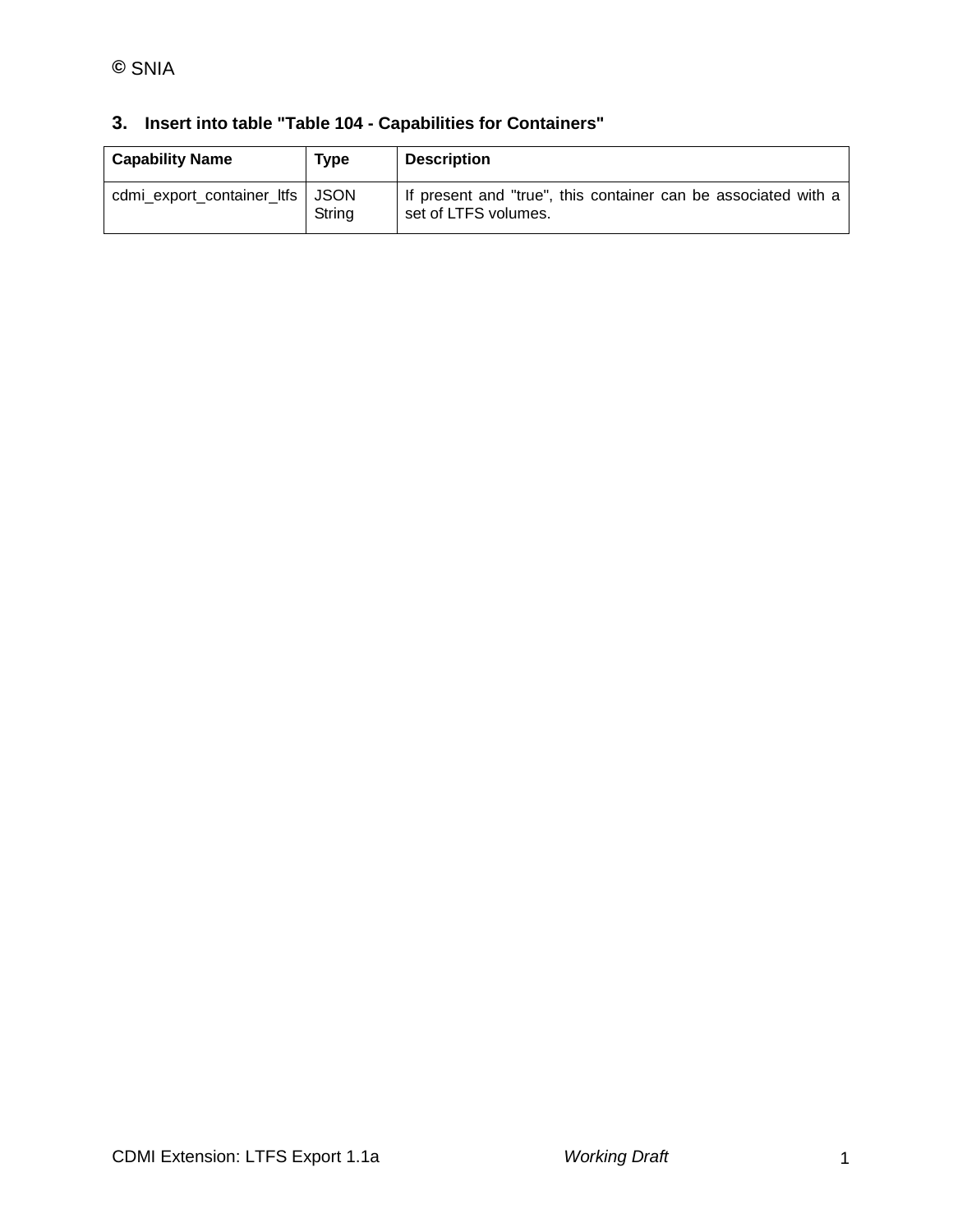### 3. Insert into table "Table 104 - Capabilities for Containers"

| Capability Name | Type | Description |
| --- | --- | --- |
| cdmi_export_container_ltfs | JSON String | If present and "true", this container can be associated with a set of LTFS volumes. |